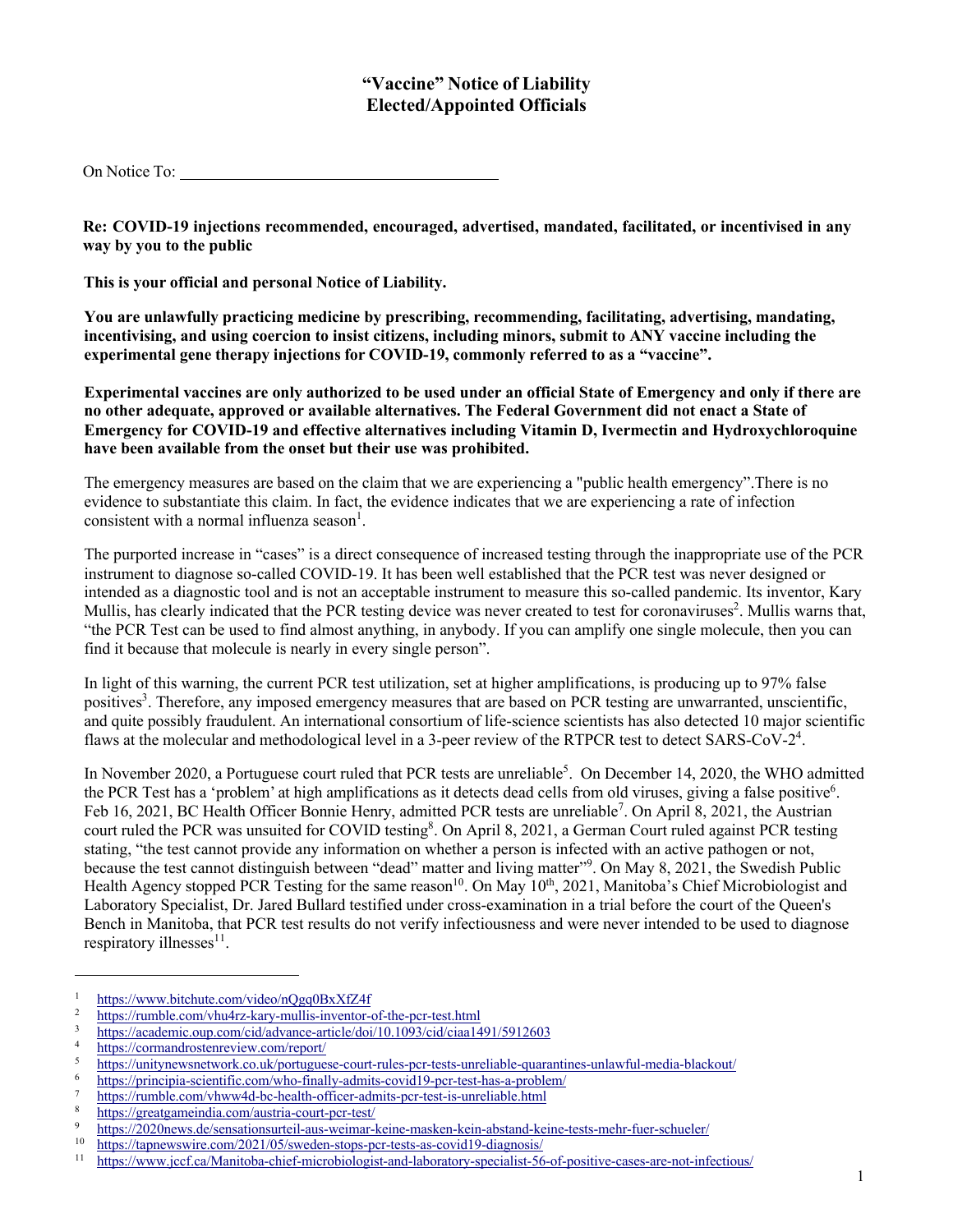# "Vaccine" Notice of Liability
# Elected/Appointed Officials

On Notice To: ________________________________________

**Re: COVID-19 injections recommended, encouraged, advertised, mandated, facilitated, or incentivised in any way by you to the public**

**This is your official and personal Notice of Liability.**

**You are unlawfully practicing medicine by prescribing, recommending, facilitating, advertising, mandating, incentivising, and using coercion to insist citizens, including minors, submit to ANY vaccine including the experimental gene therapy injections for COVID-19, commonly referred to as a "vaccine".**

**Experimental vaccines are only authorized to be used under an official State of Emergency and only if there are no other adequate, approved or available alternatives. The Federal Government did not enact a State of Emergency for COVID-19 and effective alternatives including Vitamin D, Ivermectin and Hydroxychloroquine have been available from the onset but their use was prohibited.**

The emergency measures are based on the claim that we are experiencing a "public health emergency".There is no evidence to substantiate this claim. In fact, the evidence indicates that we are experiencing a rate of infection consistent with a normal influenza season[1].

The purported increase in "cases" is a direct consequence of increased testing through the inappropriate use of the PCR instrument to diagnose so-called COVID-19. It has been well established that the PCR test was never designed or intended as a diagnostic tool and is not an acceptable instrument to measure this so-called pandemic. Its inventor, Kary Mullis, has clearly indicated that the PCR testing device was never created to test for coronaviruses[2]. Mullis warns that, "the PCR Test can be used to find almost anything, in anybody. If you can amplify one single molecule, then you can find it because that molecule is nearly in every single person".

In light of this warning, the current PCR test utilization, set at higher amplifications, is producing up to 97% false positives[3]. Therefore, any imposed emergency measures that are based on PCR testing are unwarranted, unscientific, and quite possibly fraudulent. An international consortium of life-science scientists has also detected 10 major scientific flaws at the molecular and methodological level in a 3-peer review of the RTPCR test to detect SARS-CoV-2[4].

In November 2020, a Portuguese court ruled that PCR tests are unreliable[5]. On December 14, 2020, the WHO admitted the PCR Test has a 'problem' at high amplifications as it detects dead cells from old viruses, giving a false positive[6]. Feb 16, 2021, BC Health Officer Bonnie Henry, admitted PCR tests are unreliable[7]. On April 8, 2021, the Austrian court ruled the PCR was unsuited for COVID testing[8]. On April 8, 2021, a German Court ruled against PCR testing stating, "the test cannot provide any information on whether a person is infected with an active pathogen or not, because the test cannot distinguish between "dead" matter and living matter"[9]. On May 8, 2021, the Swedish Public Health Agency stopped PCR Testing for the same reason[10]. On May 10th, 2021, Manitoba's Chief Microbiologist and Laboratory Specialist, Dr. Jared Bullard testified under cross-examination in a trial before the court of the Queen's Bench in Manitoba, that PCR test results do not verify infectiousness and were never intended to be used to diagnose respiratory illnesses[11].

---

1. https://www.bitchute.com/video/nQgq0BxXfZ4f
2. https://rumble.com/vhu4rz-kary-mullis-inventor-of-the-pcr-test.html
3. https://academic.oup.com/cid/advance-article/doi/10.1093/cid/ciaa1491/5912603
4. https://cormandrostenreview.com/report/
5. https://unitynewsnetwork.co.uk/portuguese-court-rules-pcr-tests-unreliable-quarantines-unlawful-media-blackout/
6. https://principia-scientific.com/who-finally-admits-covid19-pcr-test-has-a-problem/
7. https://rumble.com/vhww4d-bc-health-officer-admits-pcr-test-is-unreliable.html
8. https://greatgameindia.com/austria-court-pcr-test/
9. https://2020news.de/sensationsurteil-aus-weimar-keine-masken-kein-abstand-keine-tests-mehr-fuer-schueler/
10. https://tapnewswire.com/2021/05/sweden-stops-pcr-tests-as-covid19-diagnosis/
11. https://www.jccf.ca/Manitoba-chief-microbiologist-and-laboratory-specialist-56-of-positive-cases-are-not-infectious/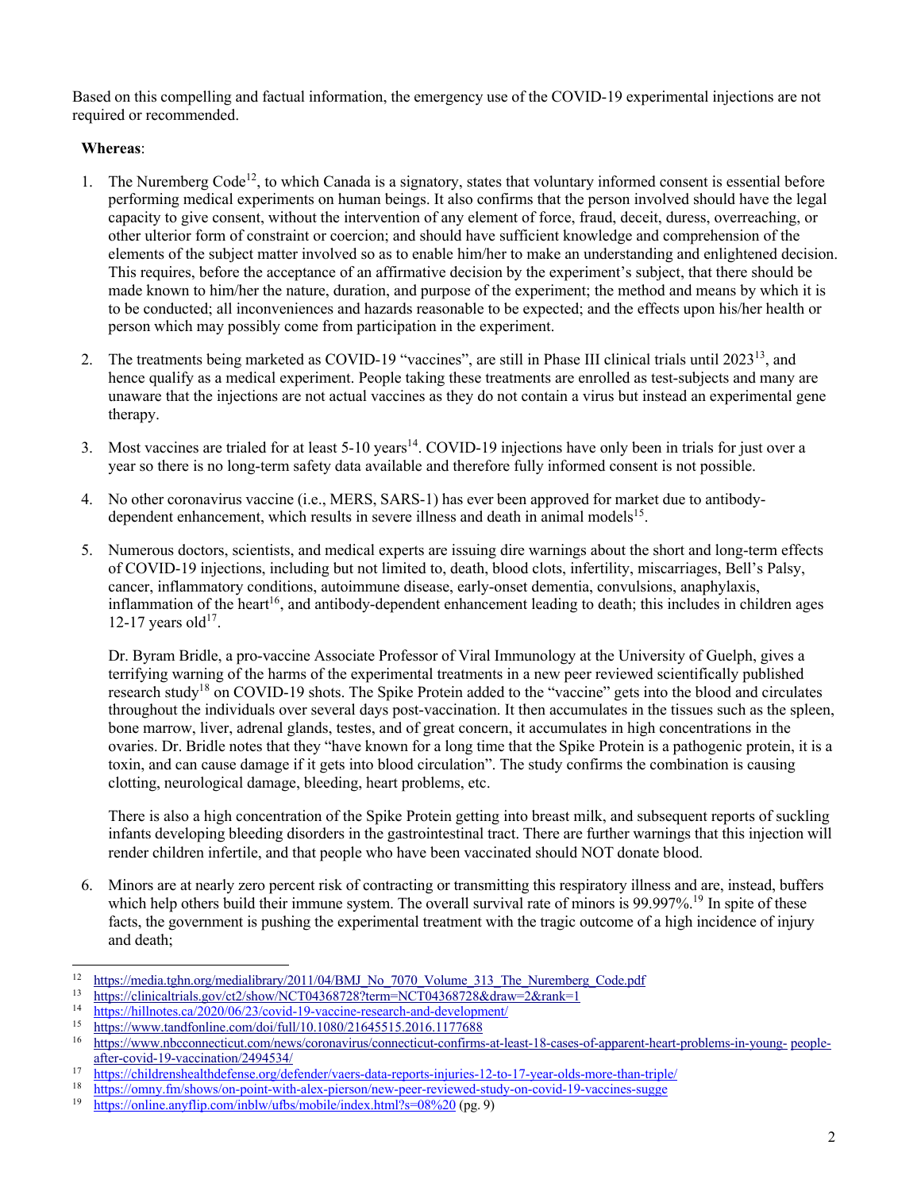Based on this compelling and factual information, the emergency use of the COVID-19 experimental injections are not required or recommended.

**Whereas**:

1. The Nuremberg Code[12], to which Canada is a signatory, states that voluntary informed consent is essential before performing medical experiments on human beings. It also confirms that the person involved should have the legal capacity to give consent, without the intervention of any element of force, fraud, deceit, duress, overreaching, or other ulterior form of constraint or coercion; and should have sufficient knowledge and comprehension of the elements of the subject matter involved so as to enable him/her to make an understanding and enlightened decision. This requires, before the acceptance of an affirmative decision by the experiment's subject, that there should be made known to him/her the nature, duration, and purpose of the experiment; the method and means by which it is to be conducted; all inconveniences and hazards reasonable to be expected; and the effects upon his/her health or person which may possibly come from participation in the experiment.

2. The treatments being marketed as COVID-19 "vaccines", are still in Phase III clinical trials until 2023[13], and hence qualify as a medical experiment. People taking these treatments are enrolled as test-subjects and many are unaware that the injections are not actual vaccines as they do not contain a virus but instead an experimental gene therapy.

3. Most vaccines are trialed for at least 5-10 years[14]. COVID-19 injections have only been in trials for just over a year so there is no long-term safety data available and therefore fully informed consent is not possible.

4. No other coronavirus vaccine (i.e., MERS, SARS-1) has ever been approved for market due to antibody-dependent enhancement, which results in severe illness and death in animal models[15].

5. Numerous doctors, scientists, and medical experts are issuing dire warnings about the short and long-term effects of COVID-19 injections, including but not limited to, death, blood clots, infertility, miscarriages, Bell's Palsy, cancer, inflammatory conditions, autoimmune disease, early-onset dementia, convulsions, anaphylaxis, inflammation of the heart[16], and antibody-dependent enhancement leading to death; this includes in children ages 12-17 years old[17].

   Dr. Byram Bridle, a pro-vaccine Associate Professor of Viral Immunology at the University of Guelph, gives a terrifying warning of the harms of the experimental treatments in a new peer reviewed scientifically published research study[18] on COVID-19 shots. The Spike Protein added to the "vaccine" gets into the blood and circulates throughout the individuals over several days post-vaccination. It then accumulates in the tissues such as the spleen, bone marrow, liver, adrenal glands, testes, and of great concern, it accumulates in high concentrations in the ovaries. Dr. Bridle notes that they "have known for a long time that the Spike Protein is a pathogenic protein, it is a toxin, and can cause damage if it gets into blood circulation". The study confirms the combination is causing clotting, neurological damage, bleeding, heart problems, etc.

   There is also a high concentration of the Spike Protein getting into breast milk, and subsequent reports of suckling infants developing bleeding disorders in the gastrointestinal tract. There are further warnings that this injection will render children infertile, and that people who have been vaccinated should NOT donate blood.

6. Minors are at nearly zero percent risk of contracting or transmitting this respiratory illness and are, instead, buffers which help others build their immune system. The overall survival rate of minors is 99.997%.[19] In spite of these facts, the government is pushing the experimental treatment with the tragic outcome of a high incidence of injury and death;

---

[12] https://media.tghn.org/medialibrary/2011/04/BMJ_No_7070_Volume_313_The_Nuremberg_Code.pdf

[13] https://clinicaltrials.gov/ct2/show/NCT04368728?term=NCT04368728&draw=2&rank=1

[14] https://hillnotes.ca/2020/06/23/covid-19-vaccine-research-and-development/

[15] https://www.tandfonline.com/doi/full/10.1080/21645515.2016.1177688

[16] https://www.nbcconnecticut.com/news/coronavirus/connecticut-confirms-at-least-18-cases-of-apparent-heart-problems-in-young- people-after-covid-19-vaccination/2494534/

[17] https://childrenshealthdefense.org/defender/vaers-data-reports-injuries-12-to-17-year-olds-more-than-triple/

[18] https://omny.fm/shows/on-point-with-alex-pierson/new-peer-reviewed-study-on-covid-19-vaccines-sugge

[19] https://online.anyflip.com/inblw/ufbs/mobile/index.html?s=08%20 (pg. 9)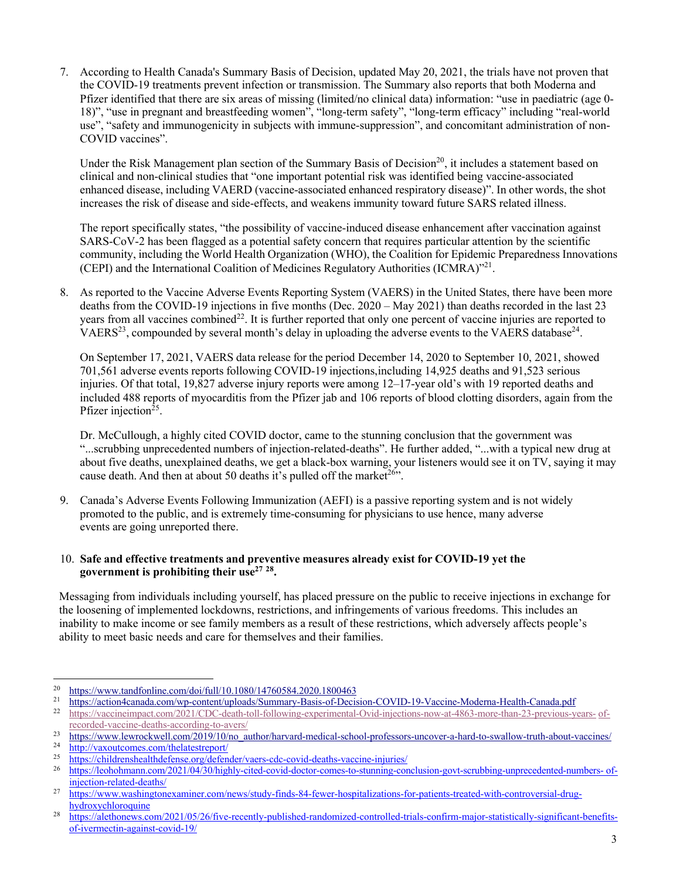7. According to Health Canada's Summary Basis of Decision, updated May 20, 2021, the trials have not proven that the COVID-19 treatments prevent infection or transmission. The Summary also reports that both Moderna and Pfizer identified that there are six areas of missing (limited/no clinical data) information: "use in paediatric (age 0-18)", "use in pregnant and breastfeeding women", "long-term safety", "long-term efficacy" including "real-world use", "safety and immunogenicity in subjects with immune-suppression", and concomitant administration of non-COVID vaccines".

   Under the Risk Management plan section of the Summary Basis of Decision[20], it includes a statement based on clinical and non-clinical studies that "one important potential risk was identified being vaccine-associated enhanced disease, including VAERD (vaccine-associated enhanced respiratory disease)". In other words, the shot increases the risk of disease and side-effects, and weakens immunity toward future SARS related illness.

   The report specifically states, "the possibility of vaccine-induced disease enhancement after vaccination against SARS-CoV-2 has been flagged as a potential safety concern that requires particular attention by the scientific community, including the World Health Organization (WHO), the Coalition for Epidemic Preparedness Innovations (CEPI) and the International Coalition of Medicines Regulatory Authorities (ICMRA)"[21].

8. As reported to the Vaccine Adverse Events Reporting System (VAERS) in the United States, there have been more deaths from the COVID-19 injections in five months (Dec. 2020 – May 2021) than deaths recorded in the last 23 years from all vaccines combined[22]. It is further reported that only one percent of vaccine injuries are reported to VAERS[23], compounded by several month's delay in uploading the adverse events to the VAERS database[24].

   On September 17, 2021, VAERS data release for the period December 14, 2020 to September 10, 2021, showed 701,561 adverse events reports following COVID-19 injections,including 14,925 deaths and 91,523 serious injuries. Of that total, 19,827 adverse injury reports were among 12–17-year old's with 19 reported deaths and included 488 reports of myocarditis from the Pfizer jab and 106 reports of blood clotting disorders, again from the Pfizer injection[25].

   Dr. McCullough, a highly cited COVID doctor, came to the stunning conclusion that the government was "...scrubbing unprecedented numbers of injection-related-deaths". He further added, "...with a typical new drug at about five deaths, unexplained deaths, we get a black-box warning, your listeners would see it on TV, saying it may cause death. And then at about 50 deaths it's pulled off the market[26]".

9. Canada's Adverse Events Following Immunization (AEFI) is a passive reporting system and is not widely promoted to the public, and is extremely time-consuming for physicians to use hence, many adverse events are going unreported there.

10. **Safe and effective treatments and preventive measures already exist for COVID-19 yet the government is prohibiting their use[27] [28].**

Messaging from individuals including yourself, has placed pressure on the public to receive injections in exchange for the loosening of implemented lockdowns, restrictions, and infringements of various freedoms. This includes an inability to make income or see family members as a result of these restrictions, which adversely affects people's ability to meet basic needs and care for themselves and their families.

---

[20] https://www.tandfonline.com/doi/full/10.1080/14760584.2020.1800463

[21] https://action4canada.com/wp-content/uploads/Summary-Basis-of-Decision-COVID-19-Vaccine-Moderna-Health-Canada.pdf

[22] https://vaccineimpact.com/2021/CDC-death-toll-following-experimental-Ovid-injections-now-at-4863-more-than-23-previous-years- of-recorded-vaccine-deaths-according-to-avers/

[23] https://www.lewrockwell.com/2019/10/no_author/harvard-medical-school-professors-uncover-a-hard-to-swallow-truth-about-vaccines/

[24] http://vaxoutcomes.com/thelatestreport/

[25] https://childrenshealthdefense.org/defender/vaers-cdc-covid-deaths-vaccine-injuries/

[26] https://leohohmann.com/2021/04/30/highly-cited-covid-doctor-comes-to-stunning-conclusion-govt-scrubbing-unprecedented-numbers- of-injection-related-deaths/

[27] https://www.washingtonexaminer.com/news/study-finds-84-fewer-hospitalizations-for-patients-treated-with-controversial-drug-hydroxychloroquine

[28] https://alethonews.com/2021/05/26/five-recently-published-randomized-controlled-trials-confirm-major-statistically-significant-benefits-of-ivermectin-against-covid-19/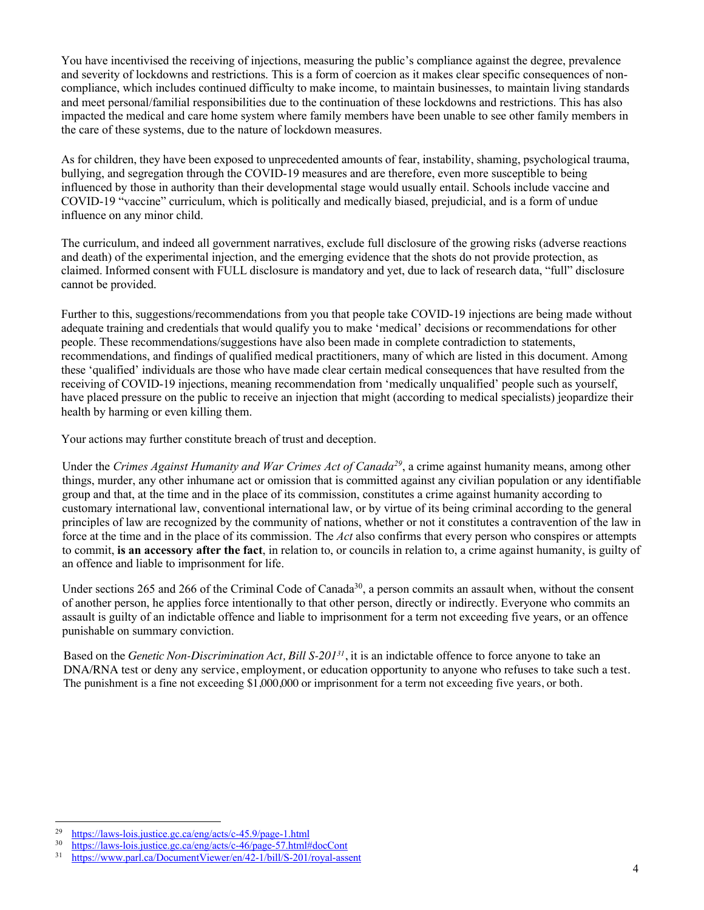You have incentivised the receiving of injections, measuring the public's compliance against the degree, prevalence and severity of lockdowns and restrictions. This is a form of coercion as it makes clear specific consequences of non-compliance, which includes continued difficulty to make income, to maintain businesses, to maintain living standards and meet personal/familial responsibilities due to the continuation of these lockdowns and restrictions. This has also impacted the medical and care home system where family members have been unable to see other family members in the care of these systems, due to the nature of lockdown measures.

As for children, they have been exposed to unprecedented amounts of fear, instability, shaming, psychological trauma, bullying, and segregation through the COVID-19 measures and are therefore, even more susceptible to being influenced by those in authority than their developmental stage would usually entail. Schools include vaccine and COVID-19 "vaccine" curriculum, which is politically and medically biased, prejudicial, and is a form of undue influence on any minor child.

The curriculum, and indeed all government narratives, exclude full disclosure of the growing risks (adverse reactions and death) of the experimental injection, and the emerging evidence that the shots do not provide protection, as claimed. Informed consent with FULL disclosure is mandatory and yet, due to lack of research data, "full" disclosure cannot be provided.

Further to this, suggestions/recommendations from you that people take COVID-19 injections are being made without adequate training and credentials that would qualify you to make 'medical' decisions or recommendations for other people. These recommendations/suggestions have also been made in complete contradiction to statements, recommendations, and findings of qualified medical practitioners, many of which are listed in this document. Among these 'qualified' individuals are those who have made clear certain medical consequences that have resulted from the receiving of COVID-19 injections, meaning recommendation from 'medically unqualified' people such as yourself, have placed pressure on the public to receive an injection that might (according to medical specialists) jeopardize their health by harming or even killing them.

Your actions may further constitute breach of trust and deception.

Under the *Crimes Against Humanity and War Crimes Act of Canada*[29], a crime against humanity means, among other things, murder, any other inhumane act or omission that is committed against any civilian population or any identifiable group and that, at the time and in the place of its commission, constitutes a crime against humanity according to customary international law, conventional international law, or by virtue of its being criminal according to the general principles of law are recognized by the community of nations, whether or not it constitutes a contravention of the law in force at the time and in the place of its commission. The *Act* also confirms that every person who conspires or attempts to commit, **is an accessory after the fact**, in relation to, or councils in relation to, a crime against humanity, is guilty of an offence and liable to imprisonment for life.

Under sections 265 and 266 of the Criminal Code of Canada[30], a person commits an assault when, without the consent of another person, he applies force intentionally to that other person, directly or indirectly. Everyone who commits an assault is guilty of an indictable offence and liable to imprisonment for a term not exceeding five years, or an offence punishable on summary conviction.

Based on the *Genetic Non-Discrimination Act, Bill S-201*[31], it is an indictable offence to force anyone to take an DNA/RNA test or deny any service, employment, or education opportunity to anyone who refuses to take such a test. The punishment is a fine not exceeding $1,000,000 or imprisonment for a term not exceeding five years, or both.

---

[29] https://laws-lois.justice.gc.ca/eng/acts/c-45.9/page-1.html
[30] https://laws-lois.justice.gc.ca/eng/acts/c-46/page-57.html#docCont
[31] https://www.parl.ca/DocumentViewer/en/42-1/bill/S-201/royal-assent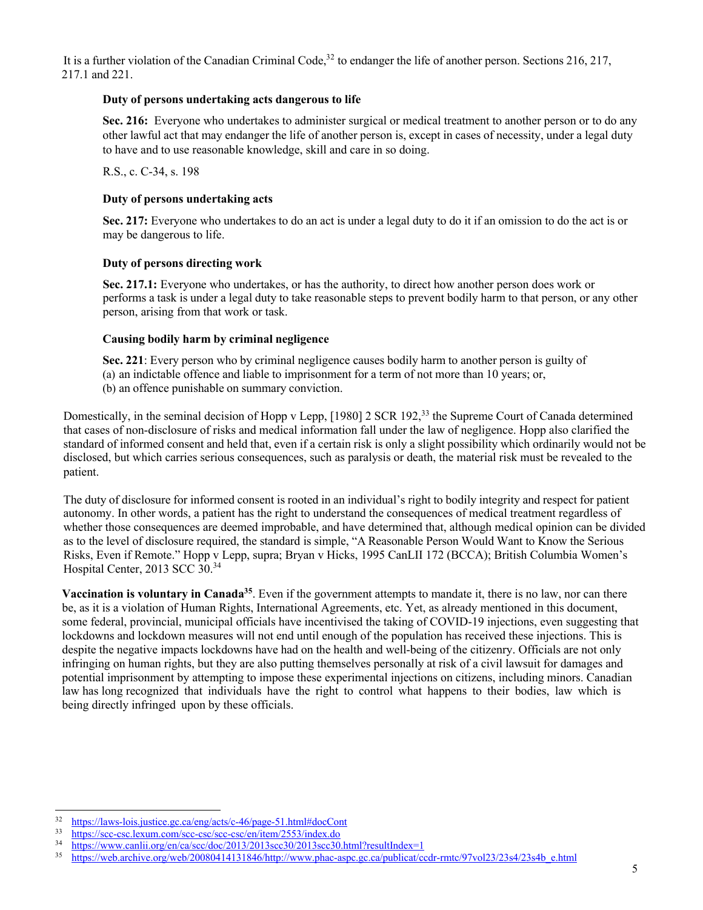It is a further violation of the Canadian Criminal Code,[32] to endanger the life of another person. Sections 216, 217, 217.1 and 221.

> **Duty of persons undertaking acts dangerous to life**
>
> **Sec. 216:** Everyone who undertakes to administer surgical or medical treatment to another person or to do any other lawful act that may endanger the life of another person is, except in cases of necessity, under a legal duty to have and to use reasonable knowledge, skill and care in so doing.
>
> R.S., c. C-34, s. 198
>
> **Duty of persons undertaking acts**
>
> **Sec. 217:** Everyone who undertakes to do an act is under a legal duty to do it if an omission to do the act is or may be dangerous to life.
>
> **Duty of persons directing work**
>
> **Sec. 217.1:** Everyone who undertakes, or has the authority, to direct how another person does work or performs a task is under a legal duty to take reasonable steps to prevent bodily harm to that person, or any other person, arising from that work or task.
>
> **Causing bodily harm by criminal negligence**
>
> **Sec. 221**: Every person who by criminal negligence causes bodily harm to another person is guilty of
> (a) an indictable offence and liable to imprisonment for a term of not more than 10 years; or,
> (b) an offence punishable on summary conviction.

Domestically, in the seminal decision of Hopp v Lepp, [1980] 2 SCR 192,[33] the Supreme Court of Canada determined that cases of non-disclosure of risks and medical information fall under the law of negligence. Hopp also clarified the standard of informed consent and held that, even if a certain risk is only a slight possibility which ordinarily would not be disclosed, but which carries serious consequences, such as paralysis or death, the material risk must be revealed to the patient.

The duty of disclosure for informed consent is rooted in an individual's right to bodily integrity and respect for patient autonomy. In other words, a patient has the right to understand the consequences of medical treatment regardless of whether those consequences are deemed improbable, and have determined that, although medical opinion can be divided as to the level of disclosure required, the standard is simple, "A Reasonable Person Would Want to Know the Serious Risks, Even if Remote." Hopp v Lepp, supra; Bryan v Hicks, 1995 CanLII 172 (BCCA); British Columbia Women's Hospital Center, 2013 SCC 30.[34]

**Vaccination is voluntary in Canada[35]**. Even if the government attempts to mandate it, there is no law, nor can there be, as it is a violation of Human Rights, International Agreements, etc. Yet, as already mentioned in this document, some federal, provincial, municipal officials have incentivised the taking of COVID-19 injections, even suggesting that lockdowns and lockdown measures will not end until enough of the population has received these injections. This is despite the negative impacts lockdowns have had on the health and well-being of the citizenry. Officials are not only infringing on human rights, but they are also putting themselves personally at risk of a civil lawsuit for damages and potential imprisonment by attempting to impose these experimental injections on citizens, including minors. Canadian law has long recognized that individuals have the right to control what happens to their bodies, law which is being directly infringed upon by these officials.

---

[32] https://laws-lois.justice.gc.ca/eng/acts/c-46/page-51.html#docCont
[33] https://scc-csc.lexum.com/scc-csc/scc-csc/en/item/2553/index.do
[34] https://www.canlii.org/en/ca/scc/doc/2013/2013scc30/2013scc30.html?resultIndex=1
[35] https://web.archive.org/web/20080414131846/http://www.phac-aspc.gc.ca/publicat/ccdr-rmtc/97vol23/23s4/23s4b_e.html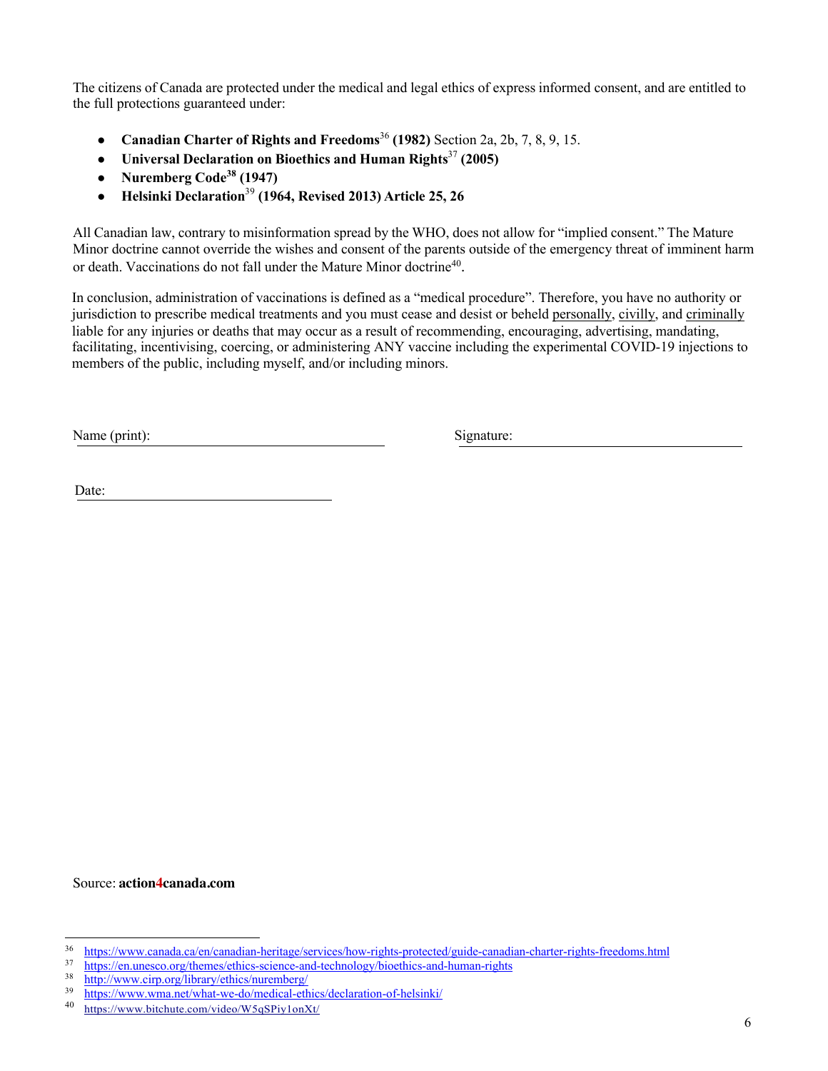The citizens of Canada are protected under the medical and legal ethics of express informed consent, and are entitled to the full protections guaranteed under:

- **Canadian Charter of Rights and Freedoms**[36] **(1982)** Section 2a, 2b, 7, 8, 9, 15.
- **Universal Declaration on Bioethics and Human Rights**[37] **(2005)**
- **Nuremberg Code**[38] **(1947)**
- **Helsinki Declaration**[39] **(1964, Revised 2013) Article 25, 26**

All Canadian law, contrary to misinformation spread by the WHO, does not allow for "implied consent." The Mature Minor doctrine cannot override the wishes and consent of the parents outside of the emergency threat of imminent harm or death. Vaccinations do not fall under the Mature Minor doctrine[40].

In conclusion, administration of vaccinations is defined as a "medical procedure". Therefore, you have no authority or jurisdiction to prescribe medical treatments and you must cease and desist or beheld personally, civilly, and criminally liable for any injuries or deaths that may occur as a result of recommending, encouraging, advertising, mandating, facilitating, incentivising, coercing, or administering ANY vaccine including the experimental COVID-19 injections to members of the public, including myself, and/or including minors.

Name (print): ______________________ Signature: ______________________

Date: ______________________

Source: **action4canada.com**

---

[36] https://www.canada.ca/en/canadian-heritage/services/how-rights-protected/guide-canadian-charter-rights-freedoms.html

[37] https://en.unesco.org/themes/ethics-science-and-technology/bioethics-and-human-rights

[38] http://www.cirp.org/library/ethics/nuremberg/

[39] https://www.wma.net/what-we-do/medical-ethics/declaration-of-helsinki/

[40] https://www.bitchute.com/video/W5qSPiy1onXt/